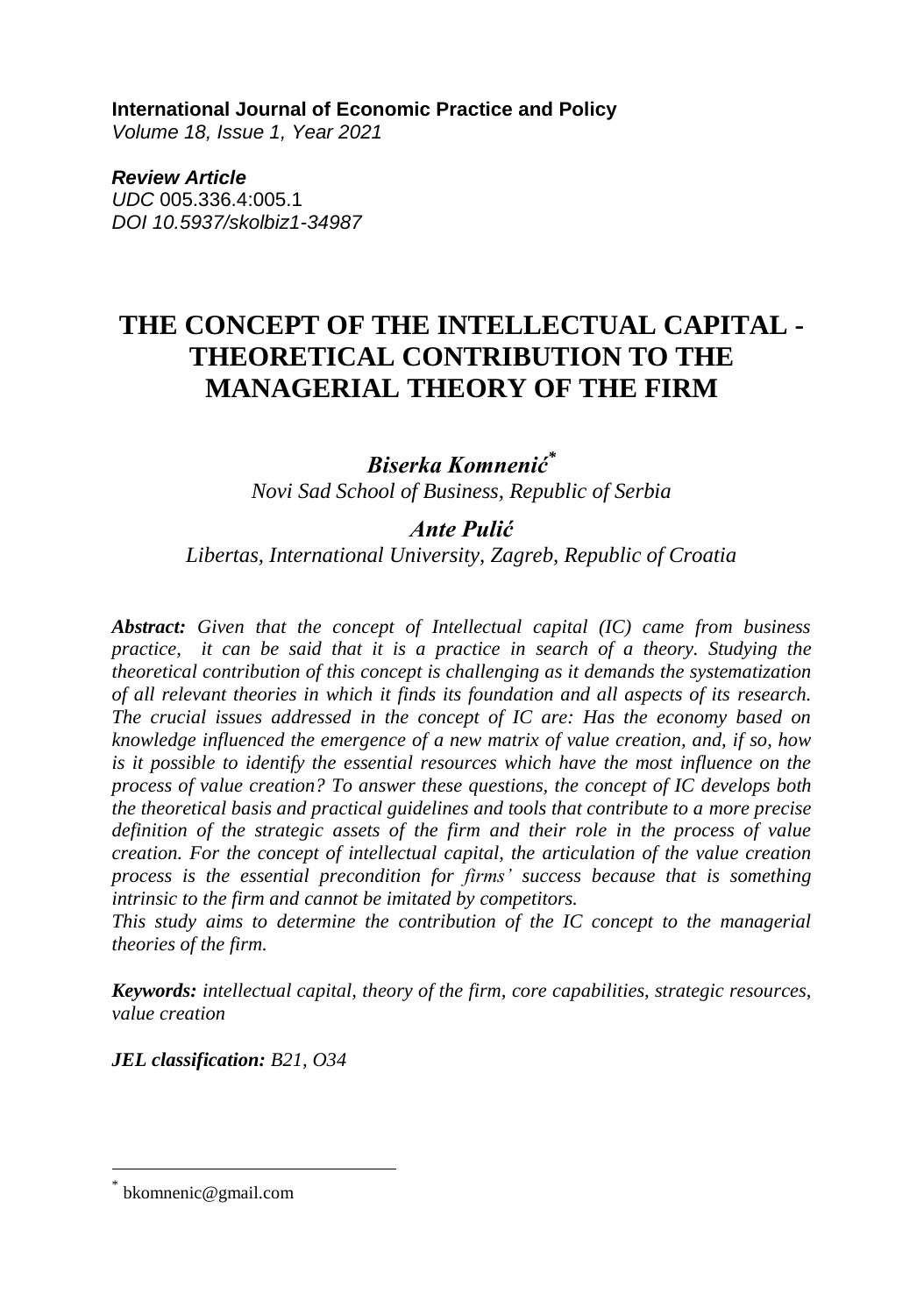**International Journal of Economic Practice and Policy**
*Volume 18, Issue 1, Year 2021*

***Review Article***
*UDC* 005.336.4:005.1
*DOI 10.5937/skolbiz1-34987*

# THE CONCEPT OF THE INTELLECTUAL CAPITAL - THEORETICAL CONTRIBUTION TO THE MANAGERIAL THEORY OF THE FIRM

***Biserka Komnenić****
*Novi Sad School of Business, Republic of Serbia*

***Ante Pulić***
*Libertas, International University, Zagreb, Republic of Croatia*

***Abstract:*** *Given that the concept of Intellectual capital (IC) came from business practice, it can be said that it is a practice in search of a theory. Studying the theoretical contribution of this concept is challenging as it demands the systematization of all relevant theories in which it finds its foundation and all aspects of its research. The crucial issues addressed in the concept of IC are: Has the economy based on knowledge influenced the emergence of a new matrix of value creation, and, if so, how is it possible to identify the essential resources which have the most influence on the process of value creation? To answer these questions, the concept of IC develops both the theoretical basis and practical guidelines and tools that contribute to a more precise definition of the strategic assets of the firm and their role in the process of value creation. For the concept of intellectual capital, the articulation of the value creation process is the essential precondition for firms' success because that is something intrinsic to the firm and cannot be imitated by competitors.*

*This study aims to determine the contribution of the IC concept to the managerial theories of the firm.*

***Keywords:*** *intellectual capital, theory of the firm, core capabilities, strategic resources, value creation*

***JEL classification:*** *B21, O34*

---

* bkomnenic@gmail.com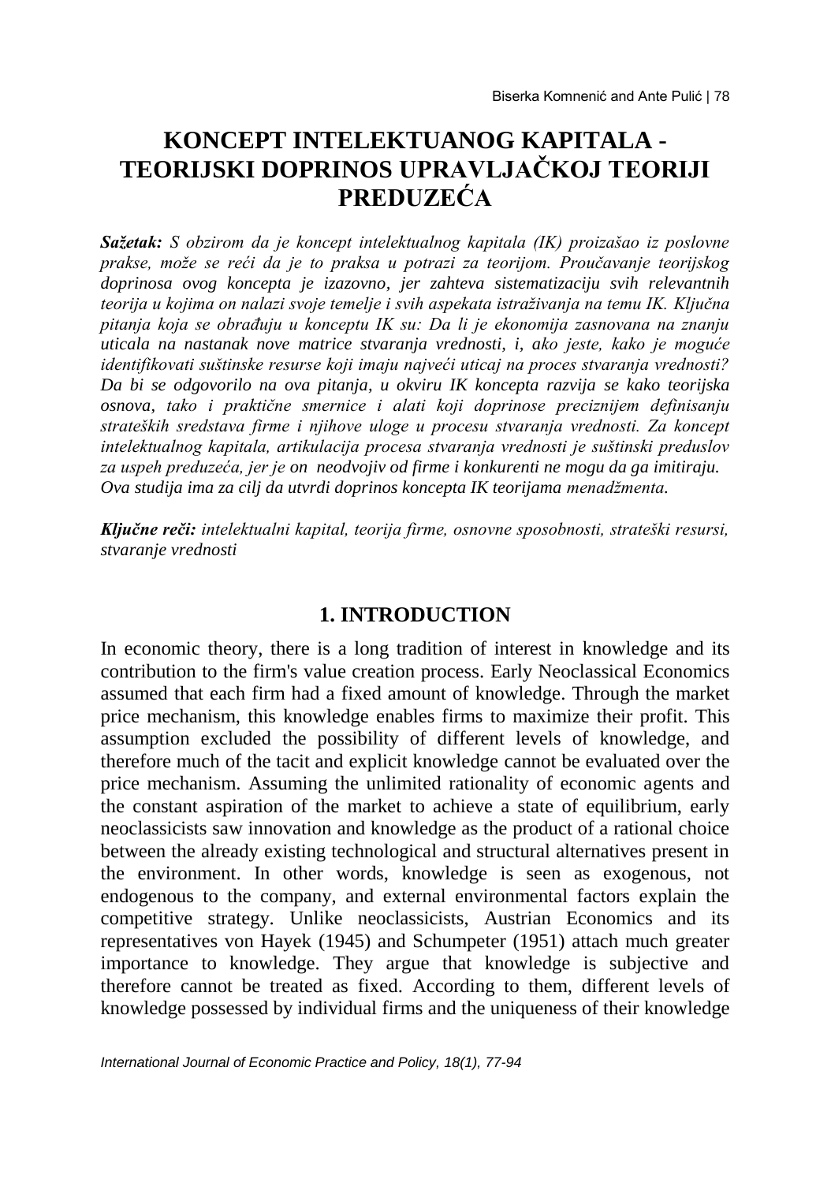# KONCEPT INTELEKTUANOG KAPITALA - TEORIJSKI DOPRINOS UPRAVLJAČKOJ TEORIJI PREDUZEĆA

***Sažetak:*** *S obzirom da je koncept intelektualnog kapitala (IK) proizašao iz poslovne prakse, može se reći da je to praksa u potrazi za teorijom. Proučavanje teorijskog doprinosa ovog koncepta je izazovno, jer zahteva sistematizaciju svih relevantnih teorija u kojima on nalazi svoje temelje i svih aspekata istraživanja na temu IK. Ključna pitanja koja se obrađuju u konceptu IK su: Da li je ekonomija zasnovana na znanju uticala na nastanak nove matrice stvaranja vrednosti, i, ako jeste, kako je moguće identifikovati suštinske resurse koji imaju najveći uticaj na proces stvaranja vrednosti? Da bi se odgovorilo na ova pitanja, u okviru IK koncepta razvija se kako teorijska osnova, tako i praktične smernice i alati koji doprinose preciznijem definisanju strateških sredstava firme i njihove uloge u procesu stvaranja vrednosti. Za koncept intelektualnog kapitala, artikulacija procesa stvaranja vrednosti je suštinski preduslov za uspeh preduzeća, jer je on neodvojiv od firme i konkurenti ne mogu da ga imitiraju. Ova studija ima za cilj da utvrdi doprinos koncepta IK teorijama menadžmenta.*

***Ključne reči:*** *intelektualni kapital, teorija firme, osnovne sposobnosti, strateški resursi, stvaranje vrednosti*

## 1. INTRODUCTION

In economic theory, there is a long tradition of interest in knowledge and its contribution to the firm's value creation process. Early Neoclassical Economics assumed that each firm had a fixed amount of knowledge. Through the market price mechanism, this knowledge enables firms to maximize their profit. This assumption excluded the possibility of different levels of knowledge, and therefore much of the tacit and explicit knowledge cannot be evaluated over the price mechanism. Assuming the unlimited rationality of economic agents and the constant aspiration of the market to achieve a state of equilibrium, early neoclassicists saw innovation and knowledge as the product of a rational choice between the already existing technological and structural alternatives present in the environment. In other words, knowledge is seen as exogenous, not endogenous to the company, and external environmental factors explain the competitive strategy. Unlike neoclassicists, Austrian Economics and its representatives von Hayek (1945) and Schumpeter (1951) attach much greater importance to knowledge. They argue that knowledge is subjective and therefore cannot be treated as fixed. According to them, different levels of knowledge possessed by individual firms and the uniqueness of their knowledge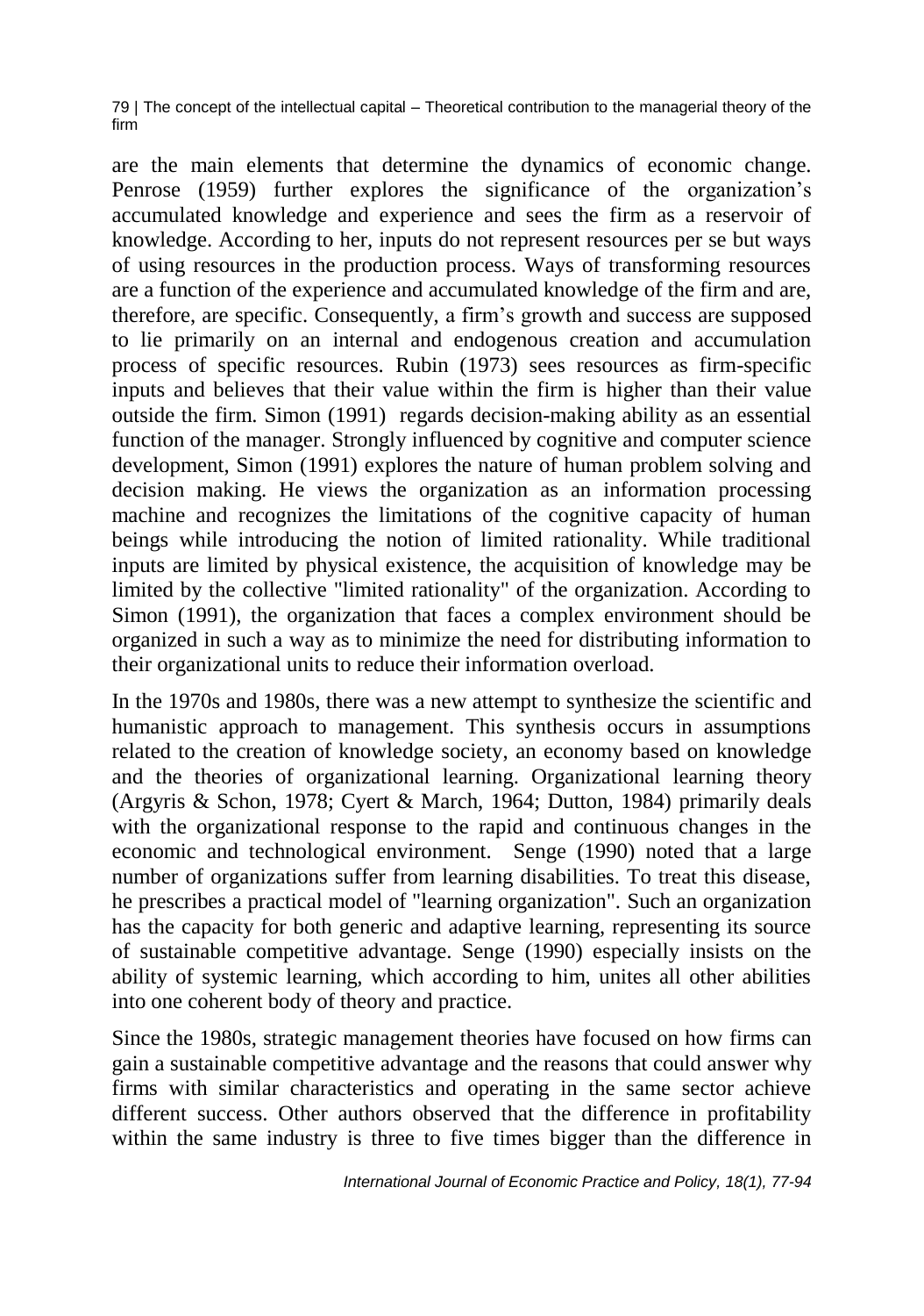are the main elements that determine the dynamics of economic change. Penrose (1959) further explores the significance of the organization's accumulated knowledge and experience and sees the firm as a reservoir of knowledge. According to her, inputs do not represent resources per se but ways of using resources in the production process. Ways of transforming resources are a function of the experience and accumulated knowledge of the firm and are, therefore, are specific. Consequently, a firm's growth and success are supposed to lie primarily on an internal and endogenous creation and accumulation process of specific resources. Rubin (1973) sees resources as firm-specific inputs and believes that their value within the firm is higher than their value outside the firm. Simon (1991) regards decision-making ability as an essential function of the manager. Strongly influenced by cognitive and computer science development, Simon (1991) explores the nature of human problem solving and decision making. He views the organization as an information processing machine and recognizes the limitations of the cognitive capacity of human beings while introducing the notion of limited rationality. While traditional inputs are limited by physical existence, the acquisition of knowledge may be limited by the collective "limited rationality" of the organization. According to Simon (1991), the organization that faces a complex environment should be organized in such a way as to minimize the need for distributing information to their organizational units to reduce their information overload.

In the 1970s and 1980s, there was a new attempt to synthesize the scientific and humanistic approach to management. This synthesis occurs in assumptions related to the creation of knowledge society, an economy based on knowledge and the theories of organizational learning. Organizational learning theory (Argyris & Schon, 1978; Cyert & March, 1964; Dutton, 1984) primarily deals with the organizational response to the rapid and continuous changes in the economic and technological environment. Senge (1990) noted that a large number of organizations suffer from learning disabilities. To treat this disease, he prescribes a practical model of "learning organization". Such an organization has the capacity for both generic and adaptive learning, representing its source of sustainable competitive advantage. Senge (1990) especially insists on the ability of systemic learning, which according to him, unites all other abilities into one coherent body of theory and practice.

Since the 1980s, strategic management theories have focused on how firms can gain a sustainable competitive advantage and the reasons that could answer why firms with similar characteristics and operating in the same sector achieve different success. Other authors observed that the difference in profitability within the same industry is three to five times bigger than the difference in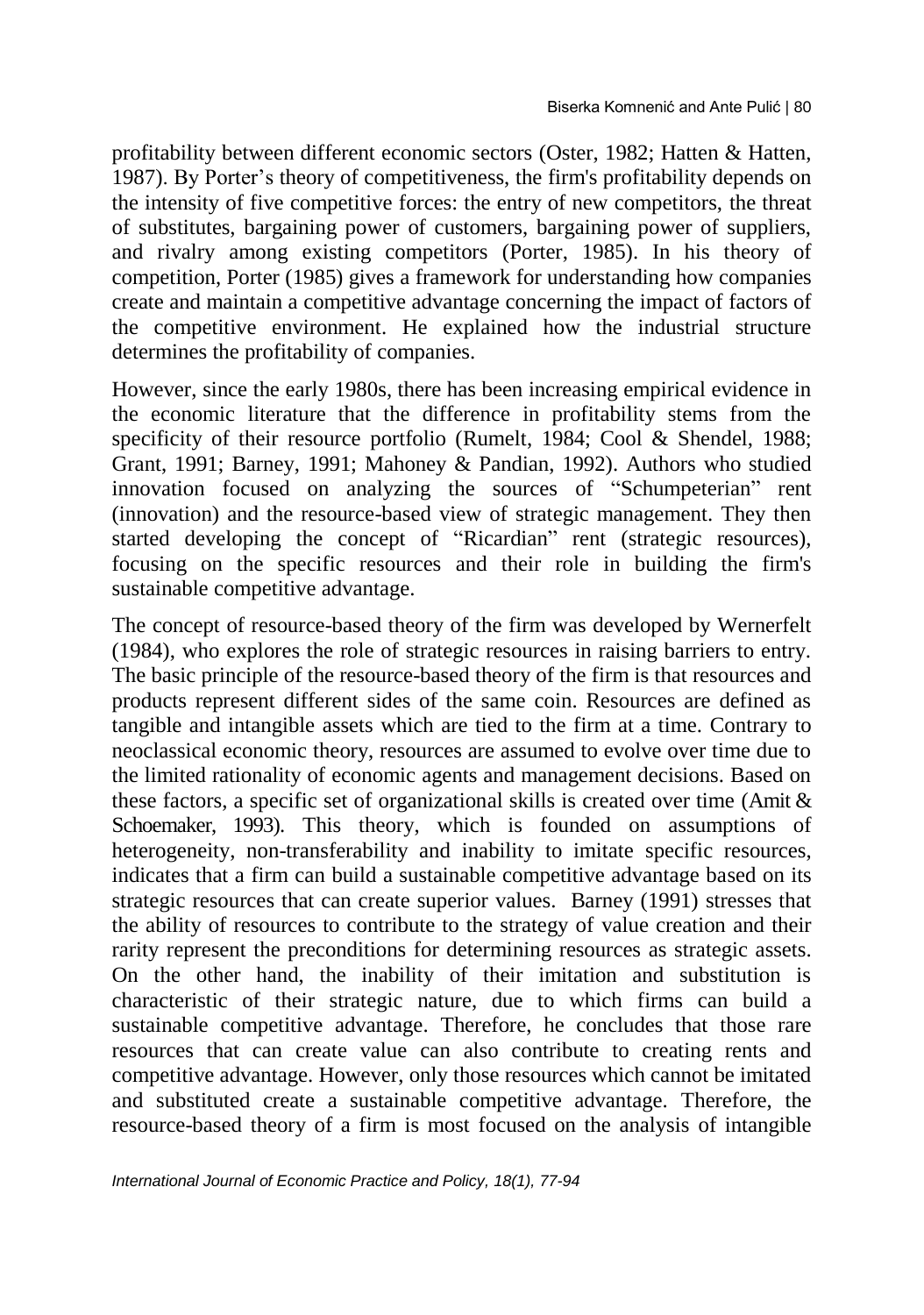profitability between different economic sectors (Oster, 1982; Hatten & Hatten, 1987). By Porter's theory of competitiveness, the firm's profitability depends on the intensity of five competitive forces: the entry of new competitors, the threat of substitutes, bargaining power of customers, bargaining power of suppliers, and rivalry among existing competitors (Porter, 1985). In his theory of competition, Porter (1985) gives a framework for understanding how companies create and maintain a competitive advantage concerning the impact of factors of the competitive environment. He explained how the industrial structure determines the profitability of companies.

However, since the early 1980s, there has been increasing empirical evidence in the economic literature that the difference in profitability stems from the specificity of their resource portfolio (Rumelt, 1984; Cool & Shendel, 1988; Grant, 1991; Barney, 1991; Mahoney & Pandian, 1992). Authors who studied innovation focused on analyzing the sources of "Schumpeterian" rent (innovation) and the resource-based view of strategic management. They then started developing the concept of "Ricardian" rent (strategic resources), focusing on the specific resources and their role in building the firm's sustainable competitive advantage.

The concept of resource-based theory of the firm was developed by Wernerfelt (1984), who explores the role of strategic resources in raising barriers to entry. The basic principle of the resource-based theory of the firm is that resources and products represent different sides of the same coin. Resources are defined as tangible and intangible assets which are tied to the firm at a time. Contrary to neoclassical economic theory, resources are assumed to evolve over time due to the limited rationality of economic agents and management decisions. Based on these factors, a specific set of organizational skills is created over time (Amit & Schoemaker, 1993). This theory, which is founded on assumptions of heterogeneity, non-transferability and inability to imitate specific resources, indicates that a firm can build a sustainable competitive advantage based on its strategic resources that can create superior values. Barney (1991) stresses that the ability of resources to contribute to the strategy of value creation and their rarity represent the preconditions for determining resources as strategic assets. On the other hand, the inability of their imitation and substitution is characteristic of their strategic nature, due to which firms can build a sustainable competitive advantage. Therefore, he concludes that those rare resources that can create value can also contribute to creating rents and competitive advantage. However, only those resources which cannot be imitated and substituted create a sustainable competitive advantage. Therefore, the resource-based theory of a firm is most focused on the analysis of intangible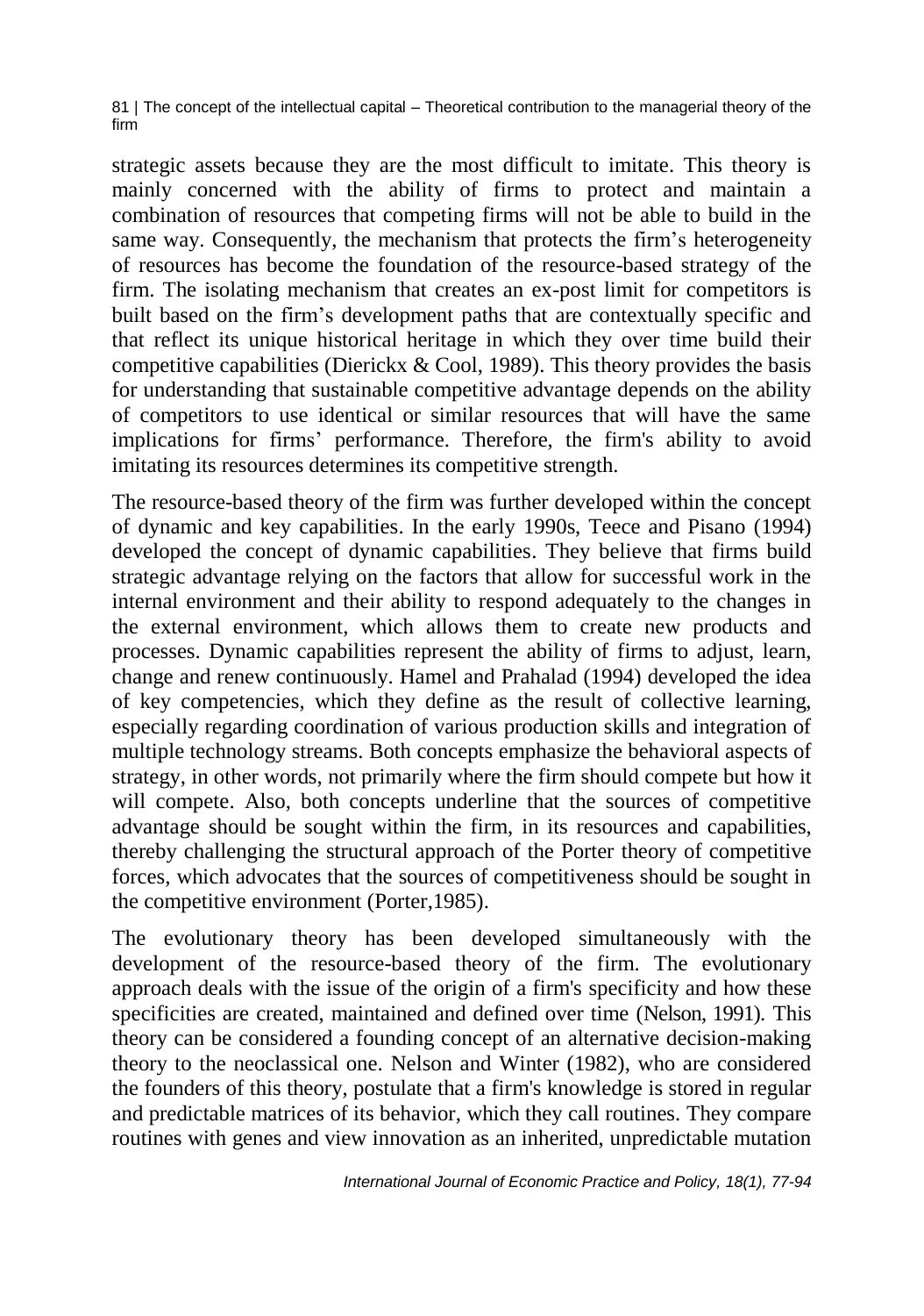strategic assets because they are the most difficult to imitate. This theory is mainly concerned with the ability of firms to protect and maintain a combination of resources that competing firms will not be able to build in the same way. Consequently, the mechanism that protects the firm's heterogeneity of resources has become the foundation of the resource-based strategy of the firm. The isolating mechanism that creates an ex-post limit for competitors is built based on the firm's development paths that are contextually specific and that reflect its unique historical heritage in which they over time build their competitive capabilities (Dierickx & Cool, 1989). This theory provides the basis for understanding that sustainable competitive advantage depends on the ability of competitors to use identical or similar resources that will have the same implications for firms' performance. Therefore, the firm's ability to avoid imitating its resources determines its competitive strength.

The resource-based theory of the firm was further developed within the concept of dynamic and key capabilities. In the early 1990s, Teece and Pisano (1994) developed the concept of dynamic capabilities. They believe that firms build strategic advantage relying on the factors that allow for successful work in the internal environment and their ability to respond adequately to the changes in the external environment, which allows them to create new products and processes. Dynamic capabilities represent the ability of firms to adjust, learn, change and renew continuously. Hamel and Prahalad (1994) developed the idea of key competencies, which they define as the result of collective learning, especially regarding coordination of various production skills and integration of multiple technology streams. Both concepts emphasize the behavioral aspects of strategy, in other words, not primarily where the firm should compete but how it will compete. Also, both concepts underline that the sources of competitive advantage should be sought within the firm, in its resources and capabilities, thereby challenging the structural approach of the Porter theory of competitive forces, which advocates that the sources of competitiveness should be sought in the competitive environment (Porter,1985).

The evolutionary theory has been developed simultaneously with the development of the resource-based theory of the firm. The evolutionary approach deals with the issue of the origin of a firm's specificity and how these specificities are created, maintained and defined over time (Nelson, 1991). This theory can be considered a founding concept of an alternative decision-making theory to the neoclassical one. Nelson and Winter (1982), who are considered the founders of this theory, postulate that a firm's knowledge is stored in regular and predictable matrices of its behavior, which they call routines. They compare routines with genes and view innovation as an inherited, unpredictable mutation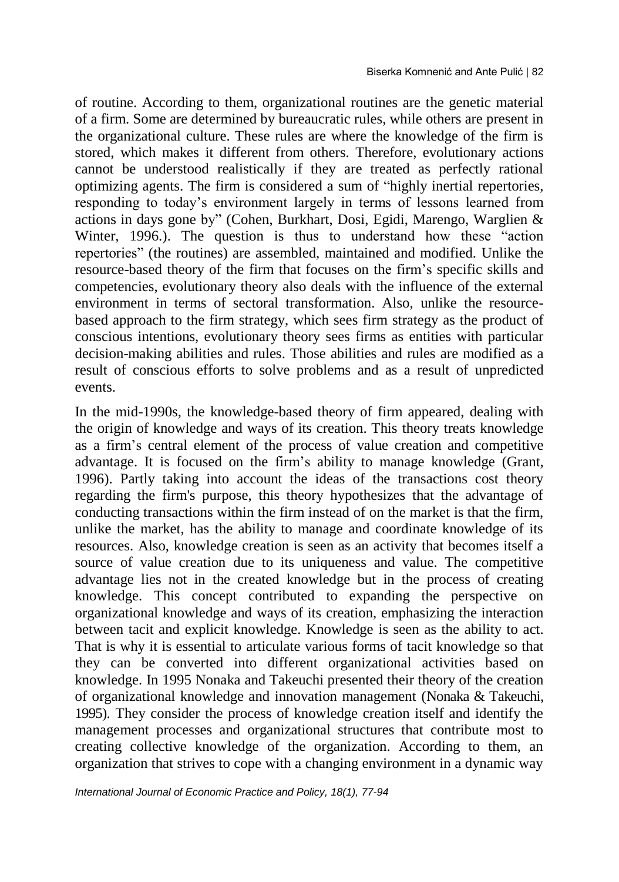of routine. According to them, organizational routines are the genetic material of a firm. Some are determined by bureaucratic rules, while others are present in the organizational culture. These rules are where the knowledge of the firm is stored, which makes it different from others. Therefore, evolutionary actions cannot be understood realistically if they are treated as perfectly rational optimizing agents. The firm is considered a sum of "highly inertial repertories, responding to today's environment largely in terms of lessons learned from actions in days gone by" (Cohen, Burkhart, Dosi, Egidi, Marengo, Warglien & Winter, 1996.). The question is thus to understand how these "action repertories" (the routines) are assembled, maintained and modified. Unlike the resource-based theory of the firm that focuses on the firm's specific skills and competencies, evolutionary theory also deals with the influence of the external environment in terms of sectoral transformation. Also, unlike the resource-based approach to the firm strategy, which sees firm strategy as the product of conscious intentions, evolutionary theory sees firms as entities with particular decision-making abilities and rules. Those abilities and rules are modified as a result of conscious efforts to solve problems and as a result of unpredicted events.

In the mid-1990s, the knowledge-based theory of firm appeared, dealing with the origin of knowledge and ways of its creation. This theory treats knowledge as a firm's central element of the process of value creation and competitive advantage. It is focused on the firm's ability to manage knowledge (Grant, 1996). Partly taking into account the ideas of the transactions cost theory regarding the firm's purpose, this theory hypothesizes that the advantage of conducting transactions within the firm instead of on the market is that the firm, unlike the market, has the ability to manage and coordinate knowledge of its resources. Also, knowledge creation is seen as an activity that becomes itself a source of value creation due to its uniqueness and value. The competitive advantage lies not in the created knowledge but in the process of creating knowledge. This concept contributed to expanding the perspective on organizational knowledge and ways of its creation, emphasizing the interaction between tacit and explicit knowledge. Knowledge is seen as the ability to act. That is why it is essential to articulate various forms of tacit knowledge so that they can be converted into different organizational activities based on knowledge. In 1995 Nonaka and Takeuchi presented their theory of the creation of organizational knowledge and innovation management (Nonaka & Takeuchi, 1995). They consider the process of knowledge creation itself and identify the management processes and organizational structures that contribute most to creating collective knowledge of the organization. According to them, an organization that strives to cope with a changing environment in a dynamic way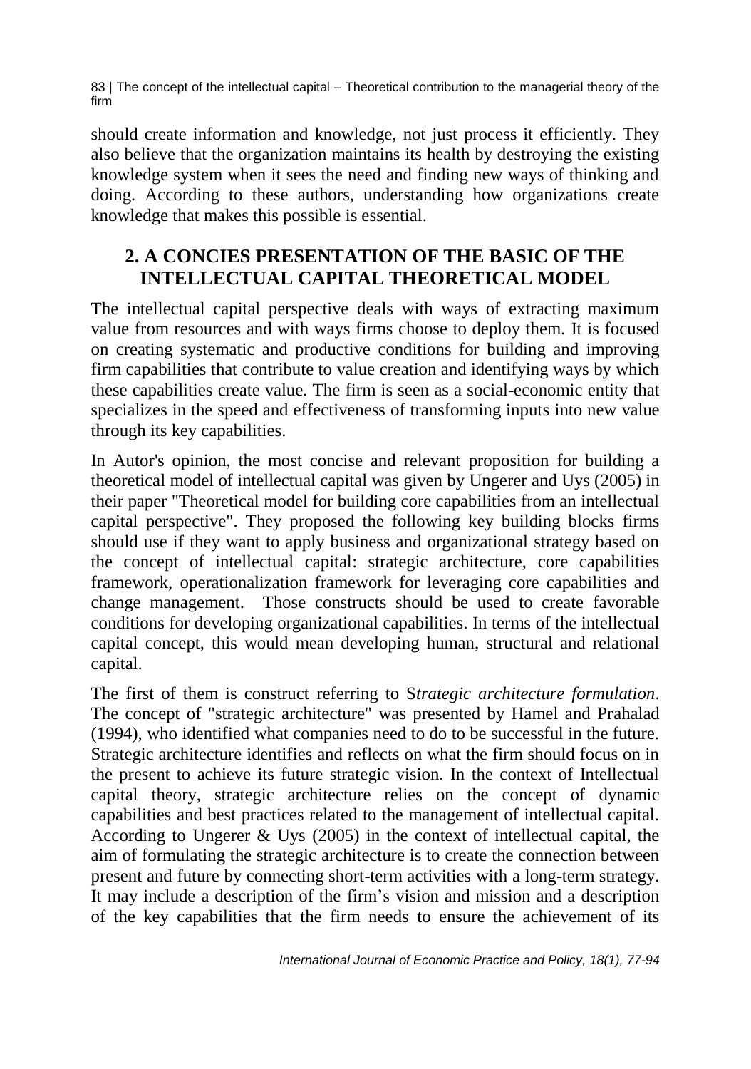should create information and knowledge, not just process it efficiently. They also believe that the organization maintains its health by destroying the existing knowledge system when it sees the need and finding new ways of thinking and doing. According to these authors, understanding how organizations create knowledge that makes this possible is essential.

## 2. A CONCIES PRESENTATION OF THE BASIC OF THE INTELLECTUAL CAPITAL THEORETICAL MODEL

The intellectual capital perspective deals with ways of extracting maximum value from resources and with ways firms choose to deploy them. It is focused on creating systematic and productive conditions for building and improving firm capabilities that contribute to value creation and identifying ways by which these capabilities create value. The firm is seen as a social-economic entity that specializes in the speed and effectiveness of transforming inputs into new value through its key capabilities.

In Autor's opinion, the most concise and relevant proposition for building a theoretical model of intellectual capital was given by Ungerer and Uys (2005) in their paper "Theoretical model for building core capabilities from an intellectual capital perspective". They proposed the following key building blocks firms should use if they want to apply business and organizational strategy based on the concept of intellectual capital: strategic architecture, core capabilities framework, operationalization framework for leveraging core capabilities and change management. Those constructs should be used to create favorable conditions for developing organizational capabilities. In terms of the intellectual capital concept, this would mean developing human, structural and relational capital.

The first of them is construct referring to S*trategic architecture formulation*. The concept of "strategic architecture" was presented by Hamel and Prahalad (1994), who identified what companies need to do to be successful in the future. Strategic architecture identifies and reflects on what the firm should focus on in the present to achieve its future strategic vision. In the context of Intellectual capital theory, strategic architecture relies on the concept of dynamic capabilities and best practices related to the management of intellectual capital. According to Ungerer & Uys (2005) in the context of intellectual capital, the aim of formulating the strategic architecture is to create the connection between present and future by connecting short-term activities with a long-term strategy. It may include a description of the firm's vision and mission and a description of the key capabilities that the firm needs to ensure the achievement of its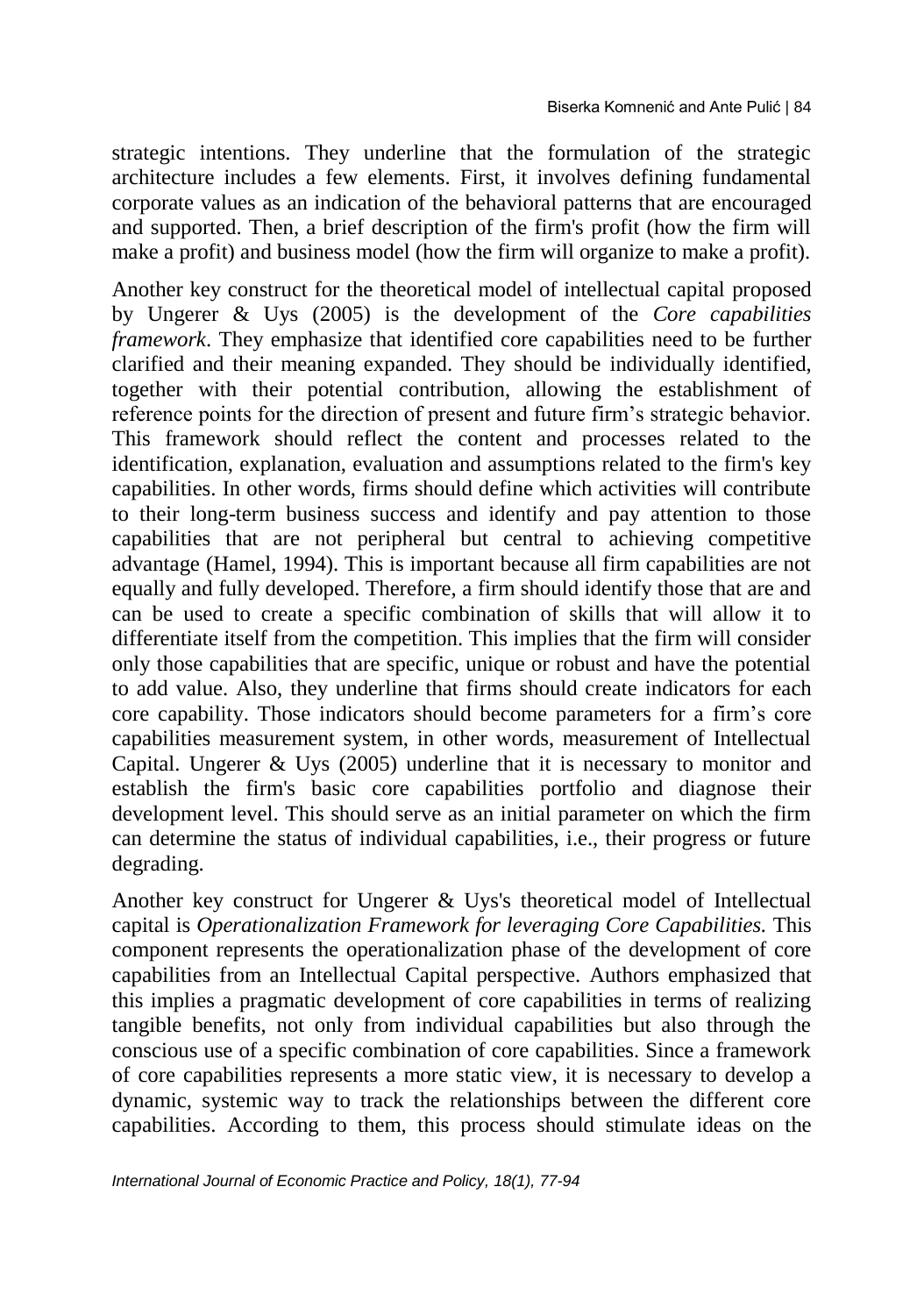strategic intentions. They underline that the formulation of the strategic architecture includes a few elements. First, it involves defining fundamental corporate values as an indication of the behavioral patterns that are encouraged and supported. Then, a brief description of the firm's profit (how the firm will make a profit) and business model (how the firm will organize to make a profit).

Another key construct for the theoretical model of intellectual capital proposed by Ungerer & Uys (2005) is the development of the *Core capabilities framework*. They emphasize that identified core capabilities need to be further clarified and their meaning expanded. They should be individually identified, together with their potential contribution, allowing the establishment of reference points for the direction of present and future firm's strategic behavior. This framework should reflect the content and processes related to the identification, explanation, evaluation and assumptions related to the firm's key capabilities. In other words, firms should define which activities will contribute to their long-term business success and identify and pay attention to those capabilities that are not peripheral but central to achieving competitive advantage (Hamel, 1994). This is important because all firm capabilities are not equally and fully developed. Therefore, a firm should identify those that are and can be used to create a specific combination of skills that will allow it to differentiate itself from the competition. This implies that the firm will consider only those capabilities that are specific, unique or robust and have the potential to add value. Also, they underline that firms should create indicators for each core capability. Those indicators should become parameters for a firm's core capabilities measurement system, in other words, measurement of Intellectual Capital. Ungerer & Uys (2005) underline that it is necessary to monitor and establish the firm's basic core capabilities portfolio and diagnose their development level. This should serve as an initial parameter on which the firm can determine the status of individual capabilities, i.e., their progress or future degrading.

Another key construct for Ungerer & Uys's theoretical model of Intellectual capital is *Operationalization Framework for leveraging Core Capabilities.* This component represents the operationalization phase of the development of core capabilities from an Intellectual Capital perspective. Authors emphasized that this implies a pragmatic development of core capabilities in terms of realizing tangible benefits, not only from individual capabilities but also through the conscious use of a specific combination of core capabilities. Since a framework of core capabilities represents a more static view, it is necessary to develop a dynamic, systemic way to track the relationships between the different core capabilities. According to them, this process should stimulate ideas on the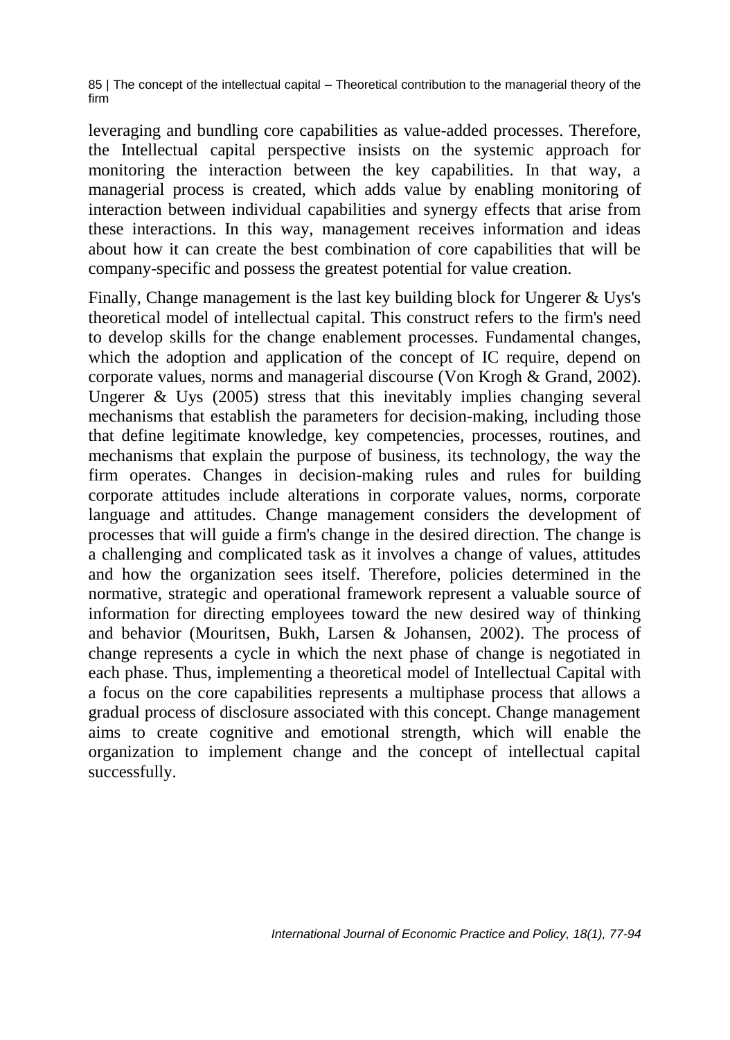leveraging and bundling core capabilities as value-added processes. Therefore, the Intellectual capital perspective insists on the systemic approach for monitoring the interaction between the key capabilities. In that way, a managerial process is created, which adds value by enabling monitoring of interaction between individual capabilities and synergy effects that arise from these interactions. In this way, management receives information and ideas about how it can create the best combination of core capabilities that will be company-specific and possess the greatest potential for value creation.

Finally, Change management is the last key building block for Ungerer & Uys's theoretical model of intellectual capital. This construct refers to the firm's need to develop skills for the change enablement processes. Fundamental changes, which the adoption and application of the concept of IC require, depend on corporate values, norms and managerial discourse (Von Krogh & Grand, 2002). Ungerer & Uys (2005) stress that this inevitably implies changing several mechanisms that establish the parameters for decision-making, including those that define legitimate knowledge, key competencies, processes, routines, and mechanisms that explain the purpose of business, its technology, the way the firm operates. Changes in decision-making rules and rules for building corporate attitudes include alterations in corporate values, norms, corporate language and attitudes. Change management considers the development of processes that will guide a firm's change in the desired direction. The change is a challenging and complicated task as it involves a change of values, attitudes and how the organization sees itself. Therefore, policies determined in the normative, strategic and operational framework represent a valuable source of information for directing employees toward the new desired way of thinking and behavior (Mouritsen, Bukh, Larsen & Johansen, 2002). The process of change represents a cycle in which the next phase of change is negotiated in each phase. Thus, implementing a theoretical model of Intellectual Capital with a focus on the core capabilities represents a multiphase process that allows a gradual process of disclosure associated with this concept. Change management aims to create cognitive and emotional strength, which will enable the organization to implement change and the concept of intellectual capital successfully.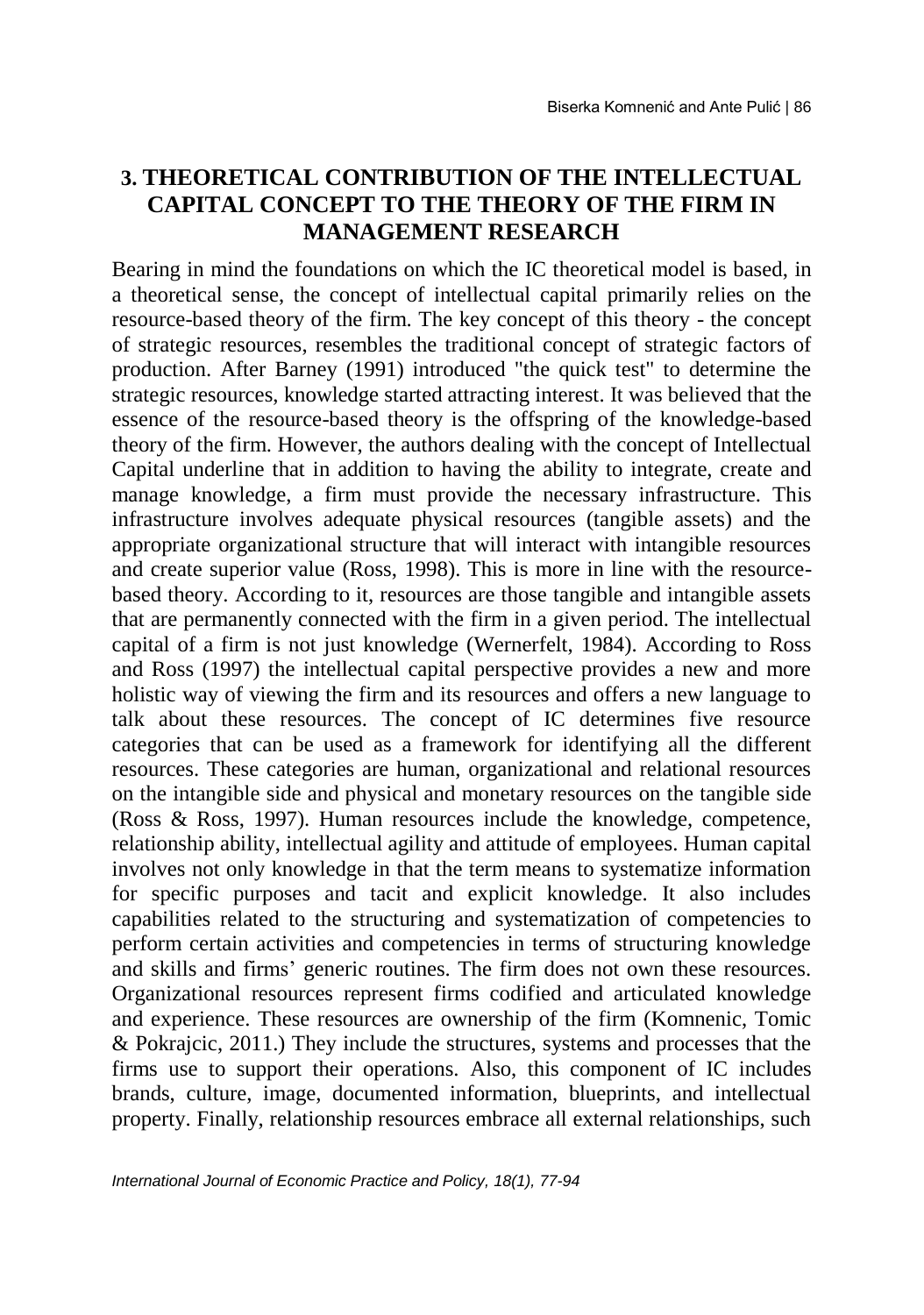## 3. THEORETICAL CONTRIBUTION OF THE INTELLECTUAL CAPITAL CONCEPT TO THE THEORY OF THE FIRM IN MANAGEMENT RESEARCH

Bearing in mind the foundations on which the IC theoretical model is based, in a theoretical sense, the concept of intellectual capital primarily relies on the resource-based theory of the firm. The key concept of this theory - the concept of strategic resources, resembles the traditional concept of strategic factors of production. After Barney (1991) introduced "the quick test" to determine the strategic resources, knowledge started attracting interest. It was believed that the essence of the resource-based theory is the offspring of the knowledge-based theory of the firm. However, the authors dealing with the concept of Intellectual Capital underline that in addition to having the ability to integrate, create and manage knowledge, a firm must provide the necessary infrastructure. This infrastructure involves adequate physical resources (tangible assets) and the appropriate organizational structure that will interact with intangible resources and create superior value (Ross, 1998). This is more in line with the resource-based theory. According to it, resources are those tangible and intangible assets that are permanently connected with the firm in a given period. The intellectual capital of a firm is not just knowledge (Wernerfelt, 1984). According to Ross and Ross (1997) the intellectual capital perspective provides a new and more holistic way of viewing the firm and its resources and offers a new language to talk about these resources. The concept of IC determines five resource categories that can be used as a framework for identifying all the different resources. These categories are human, organizational and relational resources on the intangible side and physical and monetary resources on the tangible side (Ross & Ross, 1997). Human resources include the knowledge, competence, relationship ability, intellectual agility and attitude of employees. Human capital involves not only knowledge in that the term means to systematize information for specific purposes and tacit and explicit knowledge. It also includes capabilities related to the structuring and systematization of competencies to perform certain activities and competencies in terms of structuring knowledge and skills and firms' generic routines. The firm does not own these resources. Organizational resources represent firms codified and articulated knowledge and experience. These resources are ownership of the firm (Komnenic, Tomic & Pokrajcic, 2011.) They include the structures, systems and processes that the firms use to support their operations. Also, this component of IC includes brands, culture, image, documented information, blueprints, and intellectual property. Finally, relationship resources embrace all external relationships, such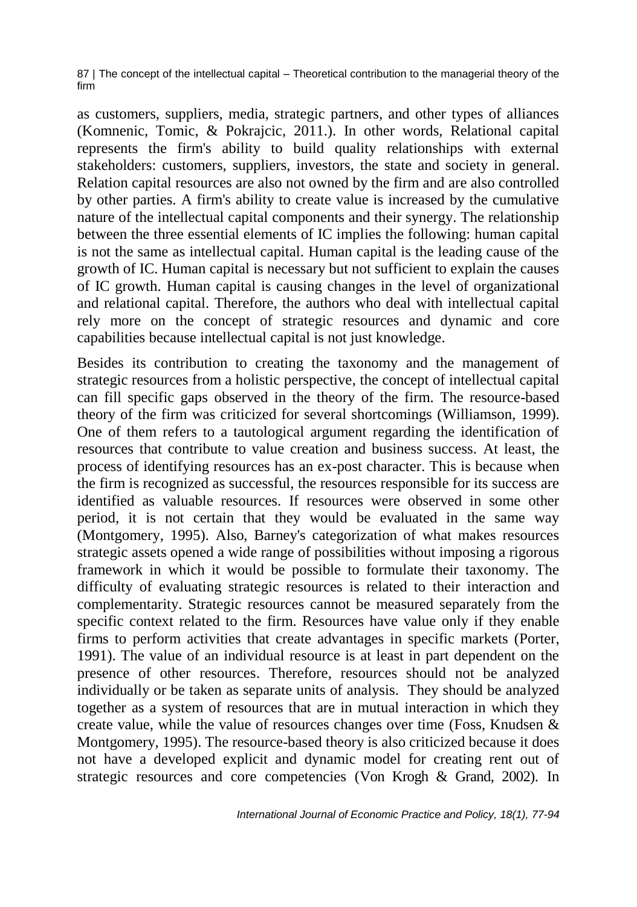as customers, suppliers, media, strategic partners, and other types of alliances (Komnenic, Tomic, & Pokrajcic, 2011.). In other words, Relational capital represents the firm's ability to build quality relationships with external stakeholders: customers, suppliers, investors, the state and society in general. Relation capital resources are also not owned by the firm and are also controlled by other parties. A firm's ability to create value is increased by the cumulative nature of the intellectual capital components and their synergy. The relationship between the three essential elements of IC implies the following: human capital is not the same as intellectual capital. Human capital is the leading cause of the growth of IC. Human capital is necessary but not sufficient to explain the causes of IC growth. Human capital is causing changes in the level of organizational and relational capital. Therefore, the authors who deal with intellectual capital rely more on the concept of strategic resources and dynamic and core capabilities because intellectual capital is not just knowledge.

Besides its contribution to creating the taxonomy and the management of strategic resources from a holistic perspective, the concept of intellectual capital can fill specific gaps observed in the theory of the firm. The resource-based theory of the firm was criticized for several shortcomings (Williamson, 1999). One of them refers to a tautological argument regarding the identification of resources that contribute to value creation and business success. At least, the process of identifying resources has an ex-post character. This is because when the firm is recognized as successful, the resources responsible for its success are identified as valuable resources. If resources were observed in some other period, it is not certain that they would be evaluated in the same way (Montgomery, 1995). Also, Barney's categorization of what makes resources strategic assets opened a wide range of possibilities without imposing a rigorous framework in which it would be possible to formulate their taxonomy. The difficulty of evaluating strategic resources is related to their interaction and complementarity. Strategic resources cannot be measured separately from the specific context related to the firm. Resources have value only if they enable firms to perform activities that create advantages in specific markets (Porter, 1991). The value of an individual resource is at least in part dependent on the presence of other resources. Therefore, resources should not be analyzed individually or be taken as separate units of analysis. They should be analyzed together as a system of resources that are in mutual interaction in which they create value, while the value of resources changes over time (Foss, Knudsen & Montgomery, 1995). The resource-based theory is also criticized because it does not have a developed explicit and dynamic model for creating rent out of strategic resources and core competencies (Von Krogh & Grand, 2002). In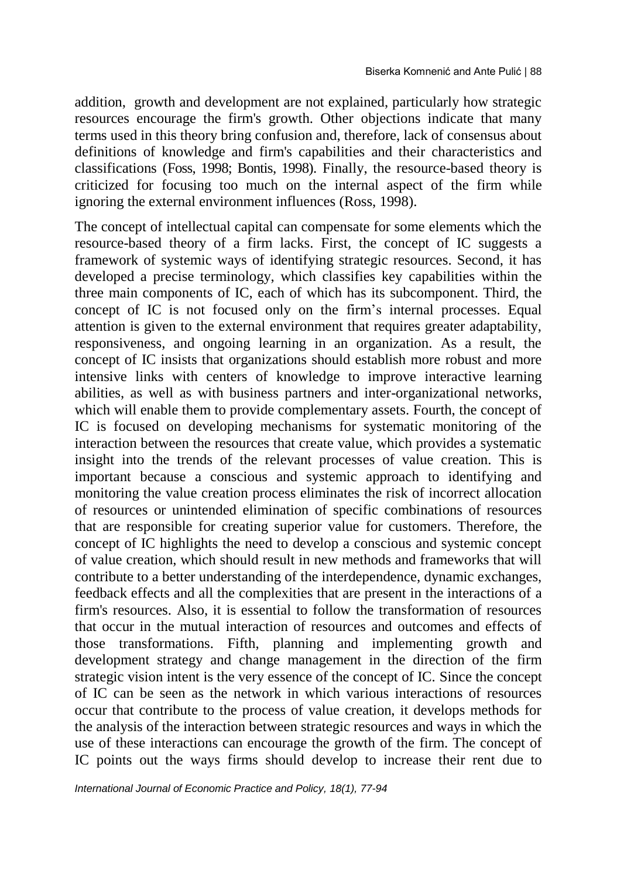addition, growth and development are not explained, particularly how strategic resources encourage the firm's growth. Other objections indicate that many terms used in this theory bring confusion and, therefore, lack of consensus about definitions of knowledge and firm's capabilities and their characteristics and classifications (Foss, 1998; Bontis, 1998). Finally, the resource-based theory is criticized for focusing too much on the internal aspect of the firm while ignoring the external environment influences (Ross, 1998).

The concept of intellectual capital can compensate for some elements which the resource-based theory of a firm lacks. First, the concept of IC suggests a framework of systemic ways of identifying strategic resources. Second, it has developed a precise terminology, which classifies key capabilities within the three main components of IC, each of which has its subcomponent. Third, the concept of IC is not focused only on the firm's internal processes. Equal attention is given to the external environment that requires greater adaptability, responsiveness, and ongoing learning in an organization. As a result, the concept of IC insists that organizations should establish more robust and more intensive links with centers of knowledge to improve interactive learning abilities, as well as with business partners and inter-organizational networks, which will enable them to provide complementary assets. Fourth, the concept of IC is focused on developing mechanisms for systematic monitoring of the interaction between the resources that create value, which provides a systematic insight into the trends of the relevant processes of value creation. This is important because a conscious and systemic approach to identifying and monitoring the value creation process eliminates the risk of incorrect allocation of resources or unintended elimination of specific combinations of resources that are responsible for creating superior value for customers. Therefore, the concept of IC highlights the need to develop a conscious and systemic concept of value creation, which should result in new methods and frameworks that will contribute to a better understanding of the interdependence, dynamic exchanges, feedback effects and all the complexities that are present in the interactions of a firm's resources. Also, it is essential to follow the transformation of resources that occur in the mutual interaction of resources and outcomes and effects of those transformations. Fifth, planning and implementing growth and development strategy and change management in the direction of the firm strategic vision intent is the very essence of the concept of IC. Since the concept of IC can be seen as the network in which various interactions of resources occur that contribute to the process of value creation, it develops methods for the analysis of the interaction between strategic resources and ways in which the use of these interactions can encourage the growth of the firm. The concept of IC points out the ways firms should develop to increase their rent due to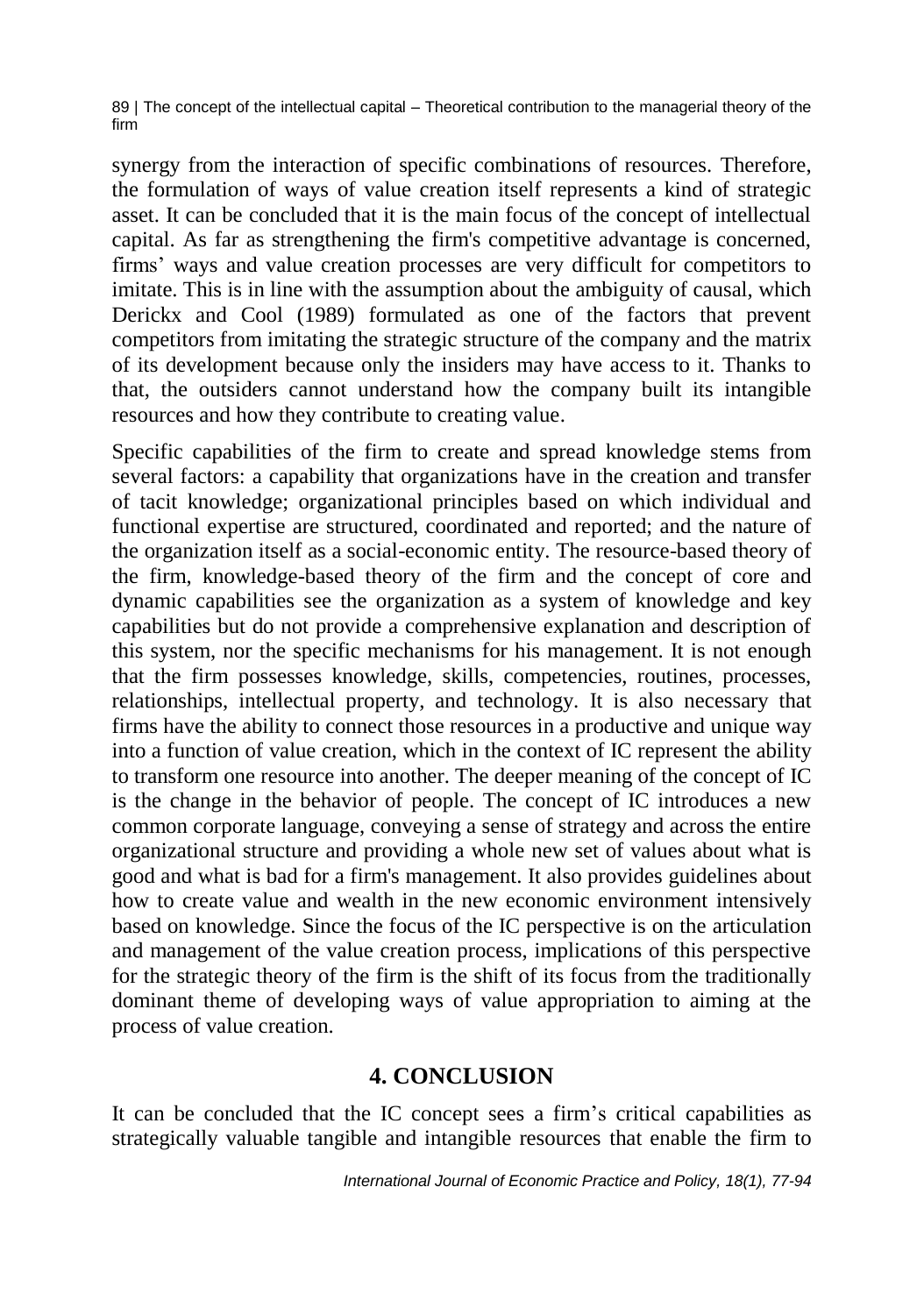synergy from the interaction of specific combinations of resources. Therefore, the formulation of ways of value creation itself represents a kind of strategic asset. It can be concluded that it is the main focus of the concept of intellectual capital. As far as strengthening the firm's competitive advantage is concerned, firms' ways and value creation processes are very difficult for competitors to imitate. This is in line with the assumption about the ambiguity of causal, which Derickx and Cool (1989) formulated as one of the factors that prevent competitors from imitating the strategic structure of the company and the matrix of its development because only the insiders may have access to it. Thanks to that, the outsiders cannot understand how the company built its intangible resources and how they contribute to creating value.

Specific capabilities of the firm to create and spread knowledge stems from several factors: a capability that organizations have in the creation and transfer of tacit knowledge; organizational principles based on which individual and functional expertise are structured, coordinated and reported; and the nature of the organization itself as a social-economic entity. The resource-based theory of the firm, knowledge-based theory of the firm and the concept of core and dynamic capabilities see the organization as a system of knowledge and key capabilities but do not provide a comprehensive explanation and description of this system, nor the specific mechanisms for his management. It is not enough that the firm possesses knowledge, skills, competencies, routines, processes, relationships, intellectual property, and technology. It is also necessary that firms have the ability to connect those resources in a productive and unique way into a function of value creation, which in the context of IC represent the ability to transform one resource into another. The deeper meaning of the concept of IC is the change in the behavior of people. The concept of IC introduces a new common corporate language, conveying a sense of strategy and across the entire organizational structure and providing a whole new set of values about what is good and what is bad for a firm's management. It also provides guidelines about how to create value and wealth in the new economic environment intensively based on knowledge. Since the focus of the IC perspective is on the articulation and management of the value creation process, implications of this perspective for the strategic theory of the firm is the shift of its focus from the traditionally dominant theme of developing ways of value appropriation to aiming at the process of value creation.

## 4. CONCLUSION

It can be concluded that the IC concept sees a firm's critical capabilities as strategically valuable tangible and intangible resources that enable the firm to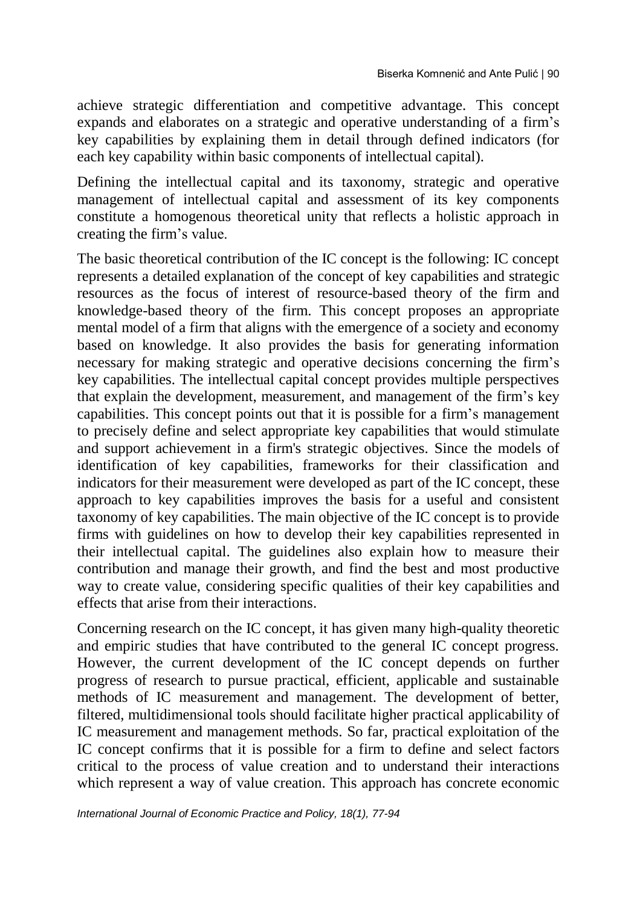achieve strategic differentiation and competitive advantage. This concept expands and elaborates on a strategic and operative understanding of a firm's key capabilities by explaining them in detail through defined indicators (for each key capability within basic components of intellectual capital).

Defining the intellectual capital and its taxonomy, strategic and operative management of intellectual capital and assessment of its key components constitute a homogenous theoretical unity that reflects a holistic approach in creating the firm's value.

The basic theoretical contribution of the IC concept is the following: IC concept represents a detailed explanation of the concept of key capabilities and strategic resources as the focus of interest of resource-based theory of the firm and knowledge-based theory of the firm. This concept proposes an appropriate mental model of a firm that aligns with the emergence of a society and economy based on knowledge. It also provides the basis for generating information necessary for making strategic and operative decisions concerning the firm's key capabilities. The intellectual capital concept provides multiple perspectives that explain the development, measurement, and management of the firm's key capabilities. This concept points out that it is possible for a firm's management to precisely define and select appropriate key capabilities that would stimulate and support achievement in a firm's strategic objectives. Since the models of identification of key capabilities, frameworks for their classification and indicators for their measurement were developed as part of the IC concept, these approach to key capabilities improves the basis for a useful and consistent taxonomy of key capabilities. The main objective of the IC concept is to provide firms with guidelines on how to develop their key capabilities represented in their intellectual capital. The guidelines also explain how to measure their contribution and manage their growth, and find the best and most productive way to create value, considering specific qualities of their key capabilities and effects that arise from their interactions.

Concerning research on the IC concept, it has given many high-quality theoretic and empiric studies that have contributed to the general IC concept progress. However, the current development of the IC concept depends on further progress of research to pursue practical, efficient, applicable and sustainable methods of IC measurement and management. The development of better, filtered, multidimensional tools should facilitate higher practical applicability of IC measurement and management methods. So far, practical exploitation of the IC concept confirms that it is possible for a firm to define and select factors critical to the process of value creation and to understand their interactions which represent a way of value creation. This approach has concrete economic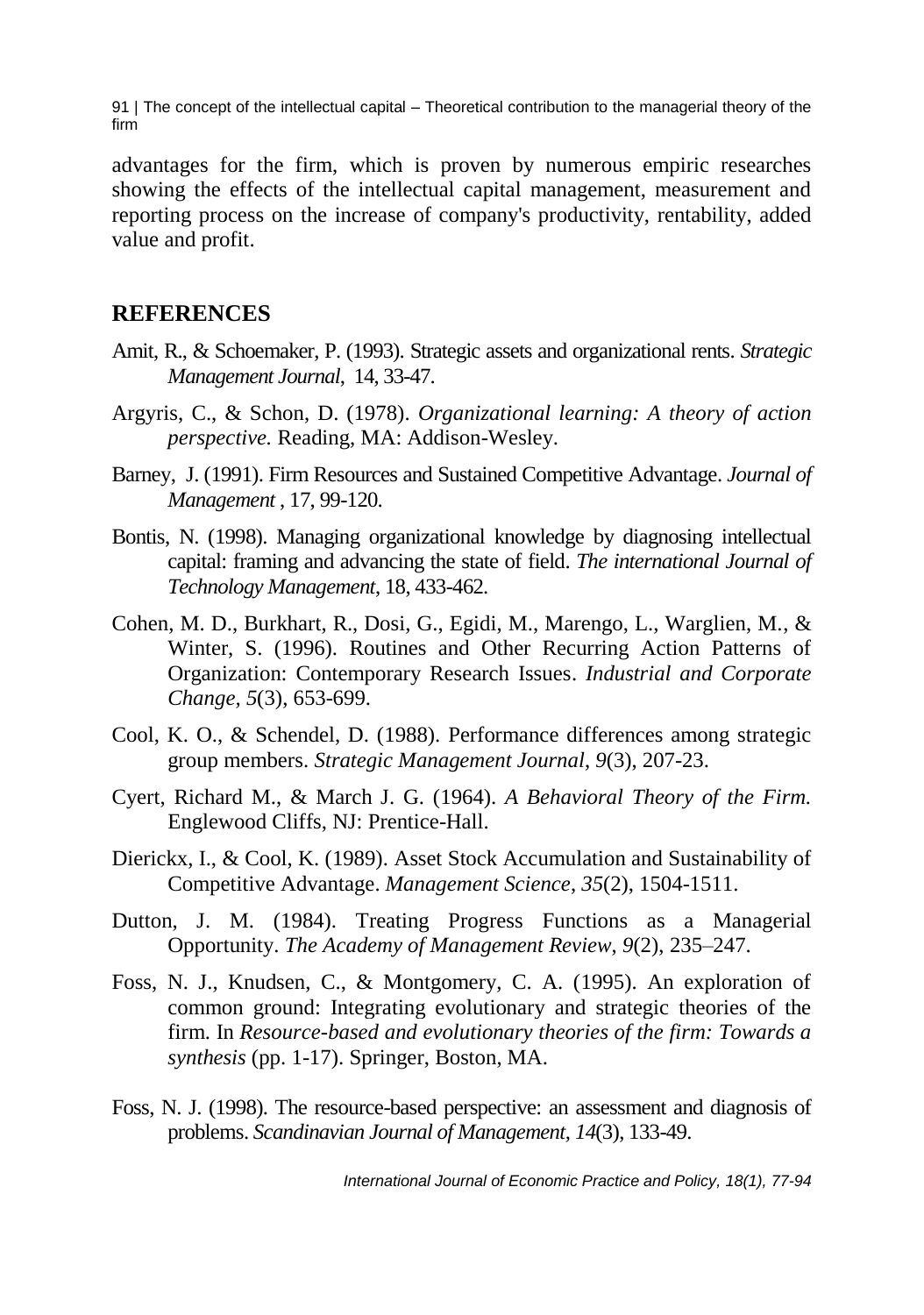advantages for the firm, which is proven by numerous empiric researches showing the effects of the intellectual capital management, measurement and reporting process on the increase of company's productivity, rentability, added value and profit.

## REFERENCES

Amit, R., & Schoemaker, P. (1993). Strategic assets and organizational rents. *Strategic Management Journal*, 14, 33-47.

Argyris, C., & Schon, D. (1978). *Organizational learning: A theory of action perspective.* Reading, MA: Addison-Wesley.

Barney, J. (1991). Firm Resources and Sustained Competitive Advantage. *Journal of Management* , 17, 99-120.

Bontis, N. (1998). Managing organizational knowledge by diagnosing intellectual capital: framing and advancing the state of field. *The international Journal of Technology Management*, 18, 433-462.

Cohen, M. D., Burkhart, R., Dosi, G., Egidi, M., Marengo, L., Warglien, M., & Winter, S. (1996). Routines and Other Recurring Action Patterns of Organization: Contemporary Research Issues. *Industrial and Corporate Change*, *5*(3), 653-699.

Cool, K. O., & Schendel, D. (1988). Performance differences among strategic group members. *Strategic Management Journal*, *9*(3), 207-23.

Cyert, Richard M., & March J. G. (1964). *A Behavioral Theory of the Firm.* Englewood Cliffs, NJ: Prentice-Hall.

Dierickx, I., & Cool, K. (1989). Asset Stock Accumulation and Sustainability of Competitive Advantage. *Management Science*, *35*(2), 1504-1511.

Dutton, J. M. (1984). Treating Progress Functions as a Managerial Opportunity. *The Academy of Management Review*, *9*(2), 235–247.

Foss, N. J., Knudsen, C., & Montgomery, C. A. (1995). An exploration of common ground: Integrating evolutionary and strategic theories of the firm. In *Resource-based and evolutionary theories of the firm: Towards a synthesis* (pp. 1-17). Springer, Boston, MA.

Foss, N. J. (1998). The resource-based perspective: an assessment and diagnosis of problems. *Scandinavian Journal of Management*, *14*(3), 133-49.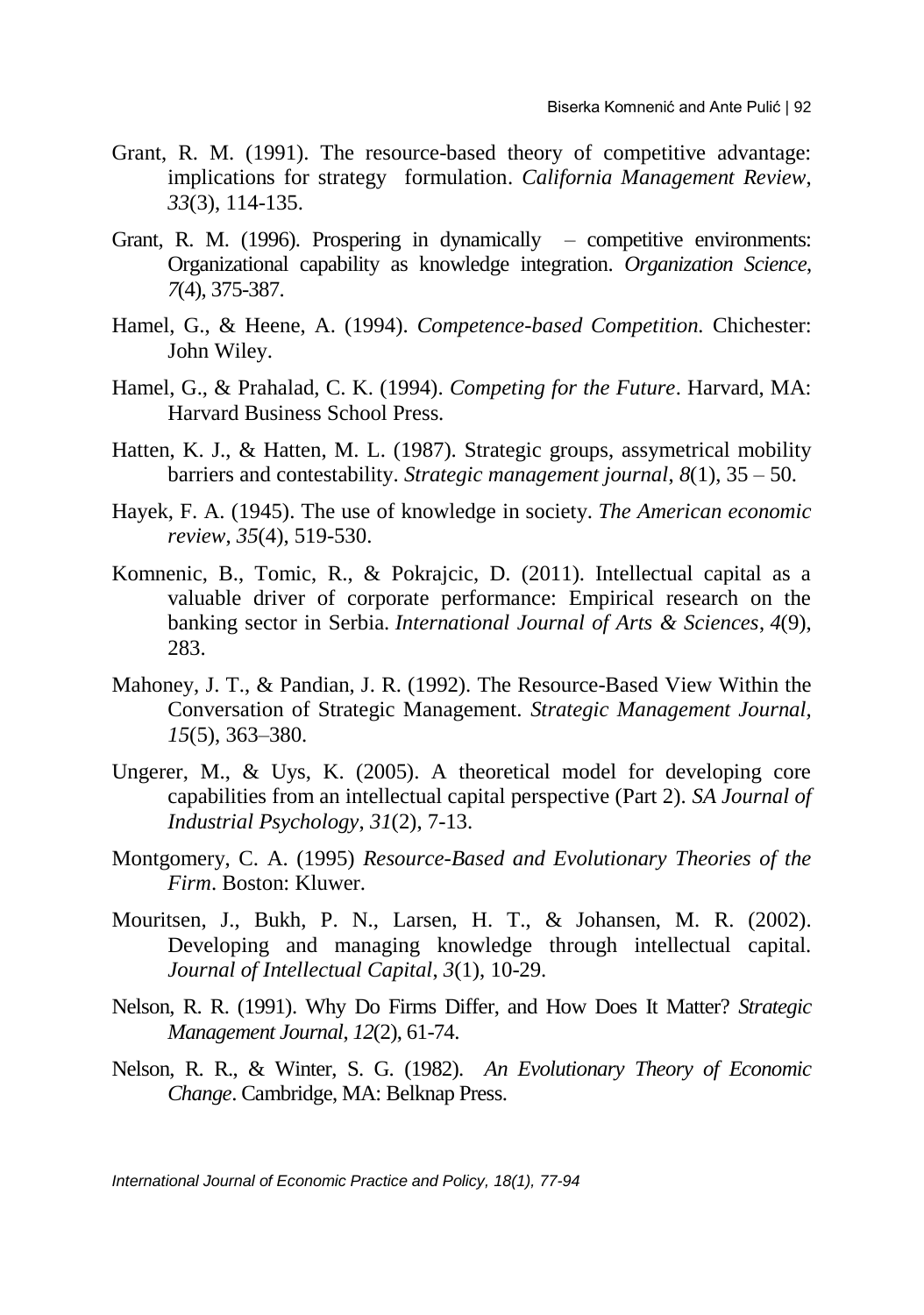Grant, R. M. (1991). The resource-based theory of competitive advantage: implications for strategy formulation. *California Management Review*, *33*(3), 114-135.

Grant, R. M. (1996). Prospering in dynamically – competitive environments: Organizational capability as knowledge integration. *Organization Science*, *7*(4), 375-387.

Hamel, G., & Heene, A. (1994). *Competence-based Competition.* Chichester: John Wiley.

Hamel, G., & Prahalad, C. K. (1994). *Competing for the Future*. Harvard, MA: Harvard Business School Press.

Hatten, K. J., & Hatten, M. L. (1987). Strategic groups, assymetrical mobility barriers and contestability. *Strategic management journal*, *8*(1), 35 – 50.

Hayek, F. A. (1945). The use of knowledge in society. *The American economic review*, *35*(4), 519-530.

Komnenic, B., Tomic, R., & Pokrajcic, D. (2011). Intellectual capital as a valuable driver of corporate performance: Empirical research on the banking sector in Serbia. *International Journal of Arts & Sciences*, *4*(9), 283.

Mahoney, J. T., & Pandian, J. R. (1992). The Resource-Based View Within the Conversation of Strategic Management. *Strategic Management Journal, 15*(5), 363–380.

Ungerer, M., & Uys, K. (2005). A theoretical model for developing core capabilities from an intellectual capital perspective (Part 2). *SA Journal of Industrial Psychology*, *31*(2), 7-13.

Montgomery, C. A. (1995) *Resource-Based and Evolutionary Theories of the Firm*. Boston: Kluwer.

Mouritsen, J., Bukh, P. N., Larsen, H. T., & Johansen, M. R. (2002). Developing and managing knowledge through intellectual capital. *Journal of Intellectual Capital*, *3*(1), 10-29.

Nelson, R. R. (1991). Why Do Firms Differ, and How Does It Matter? *Strategic Management Journal*, *12*(2), 61-74.

Nelson, R. R., & Winter, S. G. (1982). *An Evolutionary Theory of Economic Change*. Cambridge, MA: Belknap Press.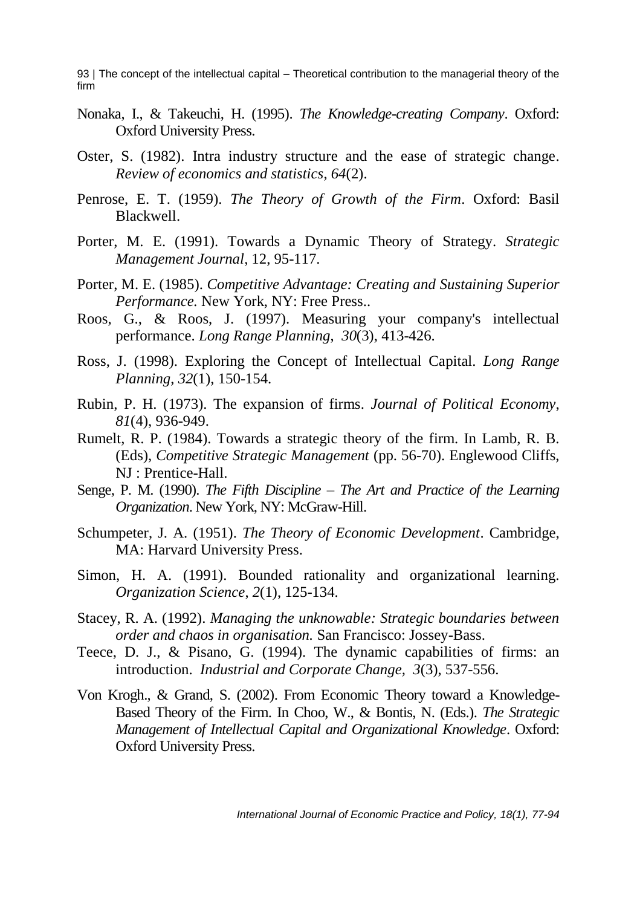Nonaka, I., & Takeuchi, H. (1995). *The Knowledge-creating Company*. Oxford: Oxford University Press.

Oster, S. (1982). Intra industry structure and the ease of strategic change. *Review of economics and statistics*, *64*(2).

Penrose, E. T. (1959). *The Theory of Growth of the Firm*. Oxford: Basil Blackwell.

Porter, M. E. (1991). Towards a Dynamic Theory of Strategy. *Strategic Management Journal*, 12, 95-117.

Porter, M. E. (1985). *Competitive Advantage: Creating and Sustaining Superior Performance.* New York, NY: Free Press..

Roos, G., & Roos, J. (1997). Measuring your company's intellectual performance. *Long Range Planning*, *30*(3), 413-426.

Ross, J. (1998). Exploring the Concept of Intellectual Capital. *Long Range Planning*, *32*(1), 150-154.

Rubin, P. H. (1973). The expansion of firms. *Journal of Political Economy*, *81*(4), 936-949.

Rumelt, R. P. (1984). Towards a strategic theory of the firm. In Lamb, R. B. (Eds), *Competitive Strategic Management* (pp. 56-70). Englewood Cliffs, NJ : Prentice-Hall.

Senge, P. M. (1990). *The Fifth Discipline – The Art and Practice of the Learning Organization.* New York, NY: McGraw-Hill.

Schumpeter, J. A. (1951). *The Theory of Economic Development*. Cambridge, MA: Harvard University Press.

Simon, H. A. (1991). Bounded rationality and organizational learning. *Organization Science*, *2*(1), 125-134.

Stacey, R. A. (1992). *Managing the unknowable: Strategic boundaries between order and chaos in organisation.* San Francisco: Jossey-Bass.

Teece, D. J., & Pisano, G. (1994). The dynamic capabilities of firms: an introduction. *Industrial and Corporate Change, 3*(3), 537-556.

Von Krogh., & Grand, S. (2002). From Economic Theory toward a Knowledge-Based Theory of the Firm. In Choo, W., & Bontis, N. (Eds.). *The Strategic Management of Intellectual Capital and Organizational Knowledge*. Oxford: Oxford University Press.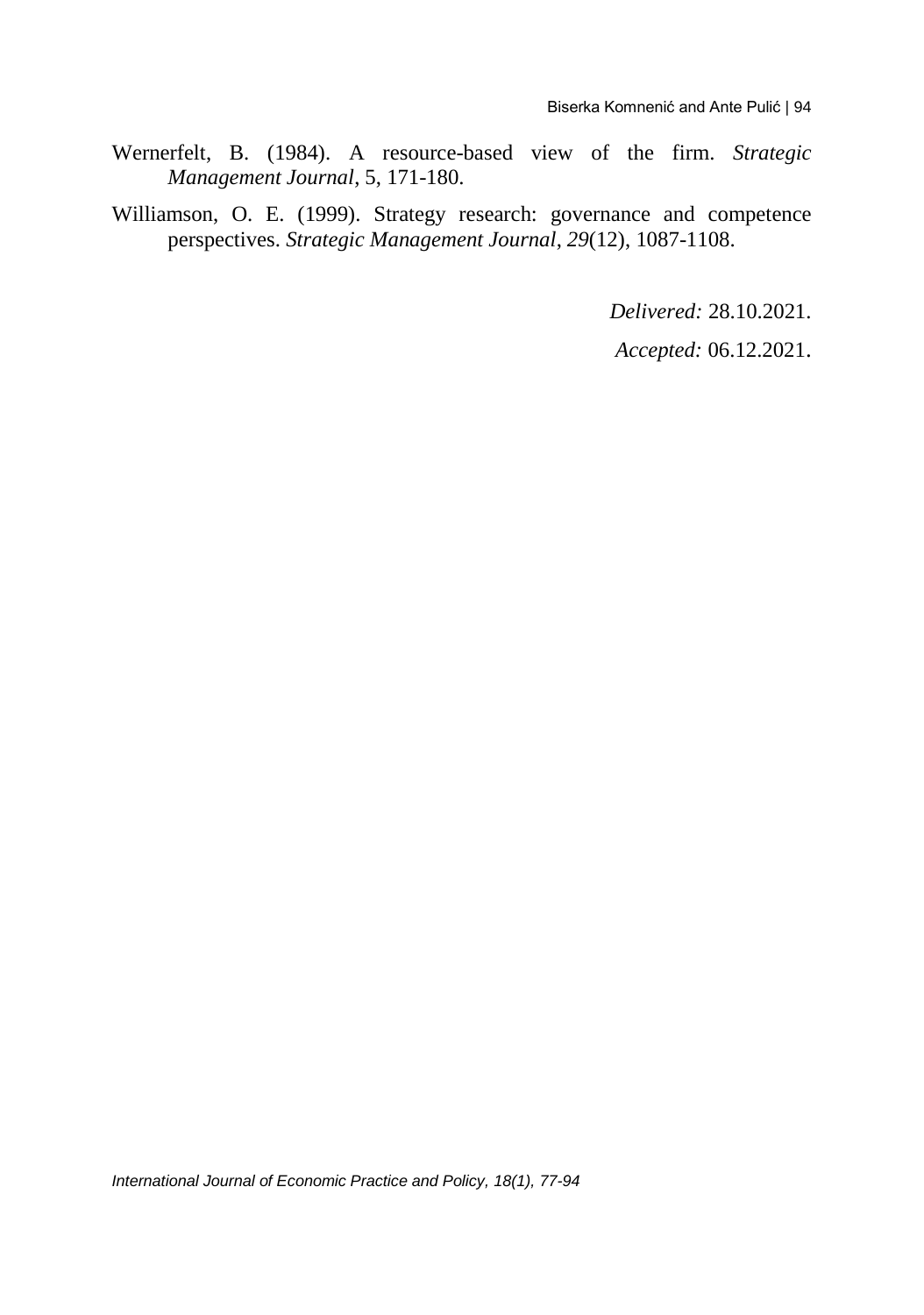Wernerfelt, B. (1984). A resource-based view of the firm. *Strategic Management Journal*, 5, 171-180.

Williamson, O. E. (1999). Strategy research: governance and competence perspectives. *Strategic Management Journal*, *29*(12), 1087-1108.

*Delivered:* 28.10.2021.

*Accepted:* 06.12.2021.